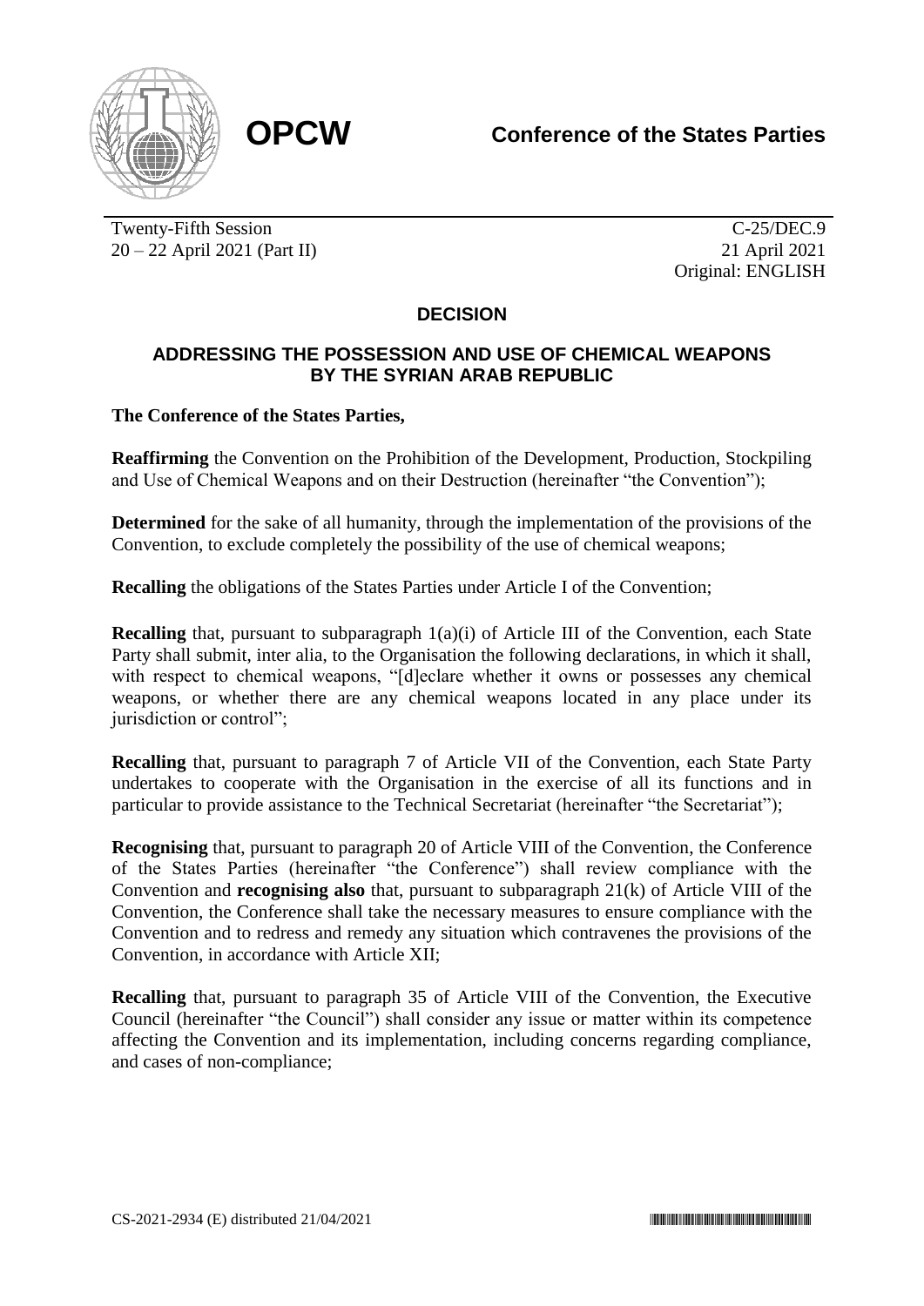**OPCW** **Conference of the States Parties**

Twenty-Fifth Session
20 – 22 April 2021 (Part II)

C-25/DEC.9
21 April 2021
Original: ENGLISH

## DECISION

## ADDRESSING THE POSSESSION AND USE OF CHEMICAL WEAPONS BY THE SYRIAN ARAB REPUBLIC

**The Conference of the States Parties,**

**Reaffirming** the Convention on the Prohibition of the Development, Production, Stockpiling and Use of Chemical Weapons and on their Destruction (hereinafter "the Convention");

**Determined** for the sake of all humanity, through the implementation of the provisions of the Convention, to exclude completely the possibility of the use of chemical weapons;

**Recalling** the obligations of the States Parties under Article I of the Convention;

**Recalling** that, pursuant to subparagraph 1(a)(i) of Article III of the Convention, each State Party shall submit, inter alia, to the Organisation the following declarations, in which it shall, with respect to chemical weapons, "[d]eclare whether it owns or possesses any chemical weapons, or whether there are any chemical weapons located in any place under its jurisdiction or control";

**Recalling** that, pursuant to paragraph 7 of Article VII of the Convention, each State Party undertakes to cooperate with the Organisation in the exercise of all its functions and in particular to provide assistance to the Technical Secretariat (hereinafter "the Secretariat");

**Recognising** that, pursuant to paragraph 20 of Article VIII of the Convention, the Conference of the States Parties (hereinafter "the Conference") shall review compliance with the Convention and **recognising also** that, pursuant to subparagraph 21(k) of Article VIII of the Convention, the Conference shall take the necessary measures to ensure compliance with the Convention and to redress and remedy any situation which contravenes the provisions of the Convention, in accordance with Article XII;

**Recalling** that, pursuant to paragraph 35 of Article VIII of the Convention, the Executive Council (hereinafter "the Council") shall consider any issue or matter within its competence affecting the Convention and its implementation, including concerns regarding compliance, and cases of non-compliance;

CS-2021-2934 (E) distributed 21/04/2021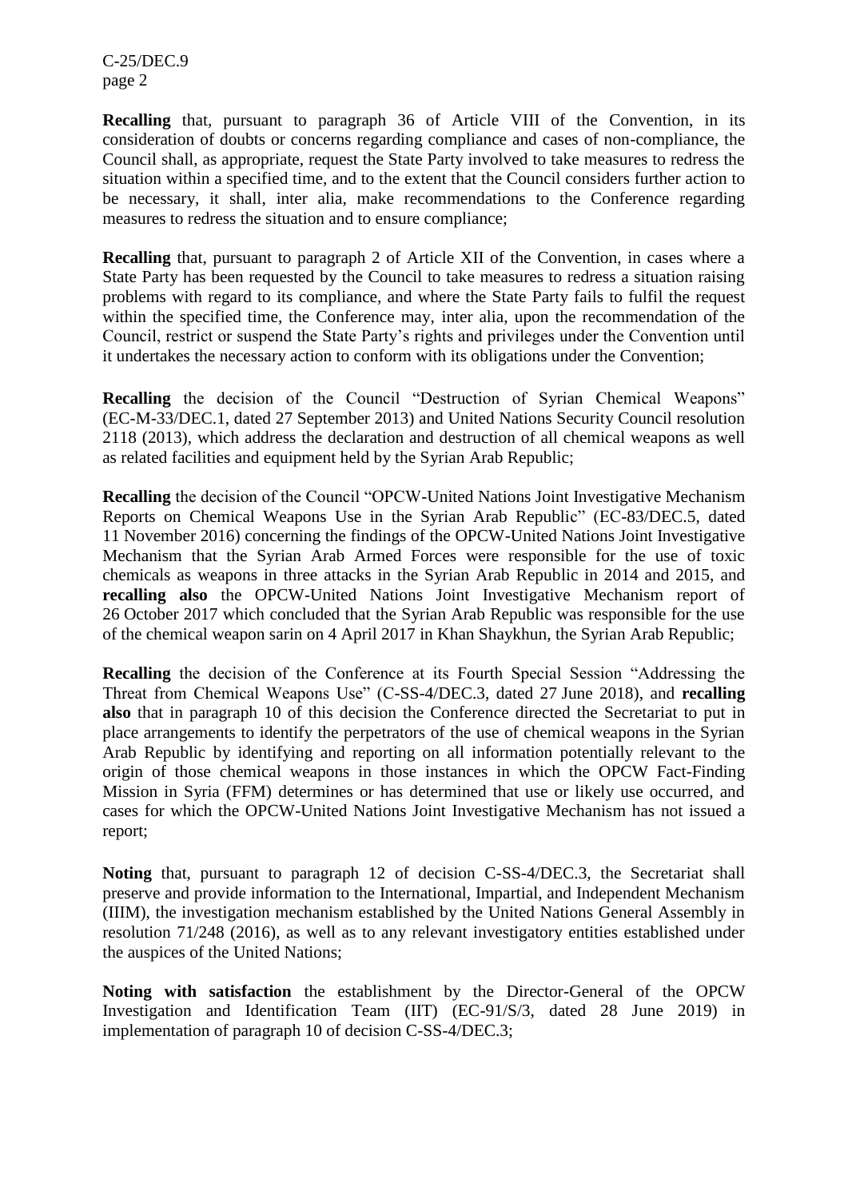**Recalling** that, pursuant to paragraph 36 of Article VIII of the Convention, in its consideration of doubts or concerns regarding compliance and cases of non-compliance, the Council shall, as appropriate, request the State Party involved to take measures to redress the situation within a specified time, and to the extent that the Council considers further action to be necessary, it shall, inter alia, make recommendations to the Conference regarding measures to redress the situation and to ensure compliance;

**Recalling** that, pursuant to paragraph 2 of Article XII of the Convention, in cases where a State Party has been requested by the Council to take measures to redress a situation raising problems with regard to its compliance, and where the State Party fails to fulfil the request within the specified time, the Conference may, inter alia, upon the recommendation of the Council, restrict or suspend the State Party's rights and privileges under the Convention until it undertakes the necessary action to conform with its obligations under the Convention;

**Recalling** the decision of the Council "Destruction of Syrian Chemical Weapons" (EC-M-33/DEC.1, dated 27 September 2013) and United Nations Security Council resolution 2118 (2013), which address the declaration and destruction of all chemical weapons as well as related facilities and equipment held by the Syrian Arab Republic;

**Recalling** the decision of the Council "OPCW-United Nations Joint Investigative Mechanism Reports on Chemical Weapons Use in the Syrian Arab Republic" (EC-83/DEC.5, dated 11 November 2016) concerning the findings of the OPCW-United Nations Joint Investigative Mechanism that the Syrian Arab Armed Forces were responsible for the use of toxic chemicals as weapons in three attacks in the Syrian Arab Republic in 2014 and 2015, and **recalling also** the OPCW-United Nations Joint Investigative Mechanism report of 26 October 2017 which concluded that the Syrian Arab Republic was responsible for the use of the chemical weapon sarin on 4 April 2017 in Khan Shaykhun, the Syrian Arab Republic;

**Recalling** the decision of the Conference at its Fourth Special Session "Addressing the Threat from Chemical Weapons Use" (C-SS-4/DEC.3, dated 27 June 2018), and **recalling also** that in paragraph 10 of this decision the Conference directed the Secretariat to put in place arrangements to identify the perpetrators of the use of chemical weapons in the Syrian Arab Republic by identifying and reporting on all information potentially relevant to the origin of those chemical weapons in those instances in which the OPCW Fact-Finding Mission in Syria (FFM) determines or has determined that use or likely use occurred, and cases for which the OPCW-United Nations Joint Investigative Mechanism has not issued a report;

**Noting** that, pursuant to paragraph 12 of decision C-SS-4/DEC.3, the Secretariat shall preserve and provide information to the International, Impartial, and Independent Mechanism (IIIM), the investigation mechanism established by the United Nations General Assembly in resolution 71/248 (2016), as well as to any relevant investigatory entities established under the auspices of the United Nations;

**Noting with satisfaction** the establishment by the Director-General of the OPCW Investigation and Identification Team (IIT) (EC-91/S/3, dated 28 June 2019) in implementation of paragraph 10 of decision C-SS-4/DEC.3;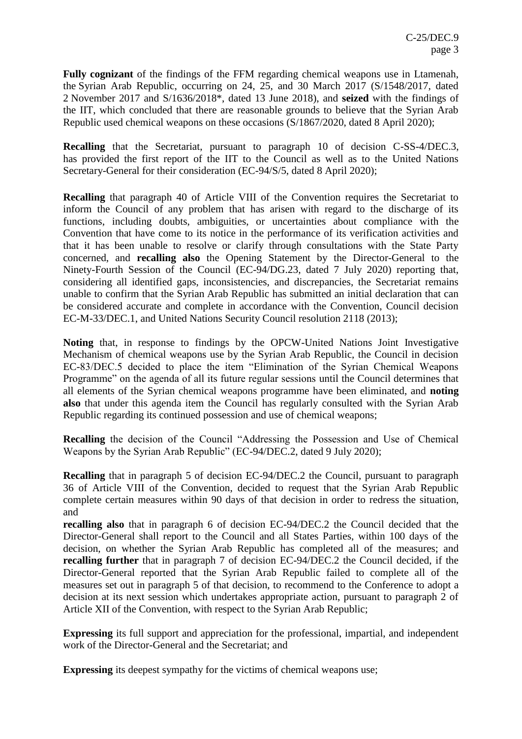**Fully cognizant** of the findings of the FFM regarding chemical weapons use in Ltamenah, the Syrian Arab Republic, occurring on 24, 25, and 30 March 2017 (S/1548/2017, dated 2 November 2017 and S/1636/2018*, dated 13 June 2018), and **seized** with the findings of the IIT, which concluded that there are reasonable grounds to believe that the Syrian Arab Republic used chemical weapons on these occasions (S/1867/2020, dated 8 April 2020);

**Recalling** that the Secretariat, pursuant to paragraph 10 of decision C-SS-4/DEC.3, has provided the first report of the IIT to the Council as well as to the United Nations Secretary-General for their consideration (EC-94/S/5, dated 8 April 2020);

**Recalling** that paragraph 40 of Article VIII of the Convention requires the Secretariat to inform the Council of any problem that has arisen with regard to the discharge of its functions, including doubts, ambiguities, or uncertainties about compliance with the Convention that have come to its notice in the performance of its verification activities and that it has been unable to resolve or clarify through consultations with the State Party concerned, and **recalling also** the Opening Statement by the Director-General to the Ninety-Fourth Session of the Council (EC-94/DG.23, dated 7 July 2020) reporting that, considering all identified gaps, inconsistencies, and discrepancies, the Secretariat remains unable to confirm that the Syrian Arab Republic has submitted an initial declaration that can be considered accurate and complete in accordance with the Convention, Council decision EC-M-33/DEC.1, and United Nations Security Council resolution 2118 (2013);

**Noting** that, in response to findings by the OPCW-United Nations Joint Investigative Mechanism of chemical weapons use by the Syrian Arab Republic, the Council in decision EC-83/DEC.5 decided to place the item "Elimination of the Syrian Chemical Weapons Programme" on the agenda of all its future regular sessions until the Council determines that all elements of the Syrian chemical weapons programme have been eliminated, and **noting also** that under this agenda item the Council has regularly consulted with the Syrian Arab Republic regarding its continued possession and use of chemical weapons;

**Recalling** the decision of the Council "Addressing the Possession and Use of Chemical Weapons by the Syrian Arab Republic" (EC-94/DEC.2, dated 9 July 2020);

**Recalling** that in paragraph 5 of decision EC-94/DEC.2 the Council, pursuant to paragraph 36 of Article VIII of the Convention, decided to request that the Syrian Arab Republic complete certain measures within 90 days of that decision in order to redress the situation, and
**recalling also** that in paragraph 6 of decision EC-94/DEC.2 the Council decided that the Director-General shall report to the Council and all States Parties, within 100 days of the decision, on whether the Syrian Arab Republic has completed all of the measures; and **recalling further** that in paragraph 7 of decision EC-94/DEC.2 the Council decided, if the Director-General reported that the Syrian Arab Republic failed to complete all of the measures set out in paragraph 5 of that decision, to recommend to the Conference to adopt a decision at its next session which undertakes appropriate action, pursuant to paragraph 2 of Article XII of the Convention, with respect to the Syrian Arab Republic;

**Expressing** its full support and appreciation for the professional, impartial, and independent work of the Director-General and the Secretariat; and

**Expressing** its deepest sympathy for the victims of chemical weapons use;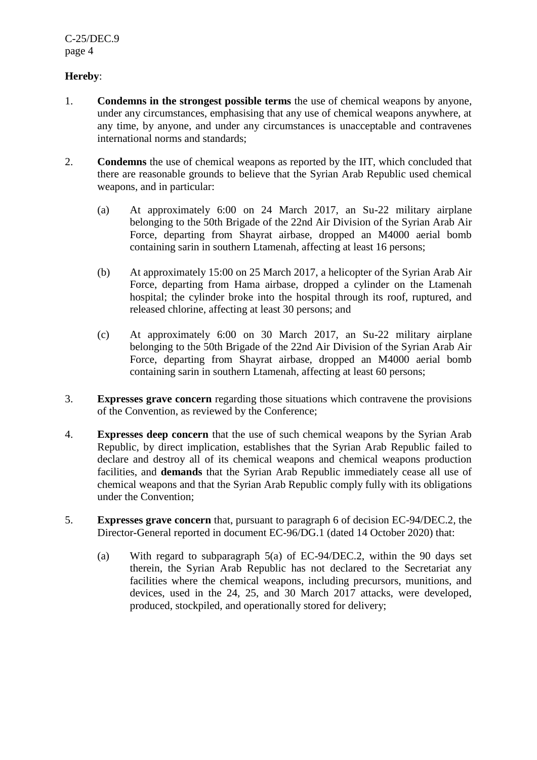**Hereby**:

1. **Condemns in the strongest possible terms** the use of chemical weapons by anyone, under any circumstances, emphasising that any use of chemical weapons anywhere, at any time, by anyone, and under any circumstances is unacceptable and contravenes international norms and standards;

2. **Condemns** the use of chemical weapons as reported by the IIT, which concluded that there are reasonable grounds to believe that the Syrian Arab Republic used chemical weapons, and in particular:

    (a) At approximately 6:00 on 24 March 2017, an Su-22 military airplane belonging to the 50th Brigade of the 22nd Air Division of the Syrian Arab Air Force, departing from Shayrat airbase, dropped an M4000 aerial bomb containing sarin in southern Ltamenah, affecting at least 16 persons;

    (b) At approximately 15:00 on 25 March 2017, a helicopter of the Syrian Arab Air Force, departing from Hama airbase, dropped a cylinder on the Ltamenah hospital; the cylinder broke into the hospital through its roof, ruptured, and released chlorine, affecting at least 30 persons; and

    (c) At approximately 6:00 on 30 March 2017, an Su-22 military airplane belonging to the 50th Brigade of the 22nd Air Division of the Syrian Arab Air Force, departing from Shayrat airbase, dropped an M4000 aerial bomb containing sarin in southern Ltamenah, affecting at least 60 persons;

3. **Expresses grave concern** regarding those situations which contravene the provisions of the Convention, as reviewed by the Conference;

4. **Expresses deep concern** that the use of such chemical weapons by the Syrian Arab Republic, by direct implication, establishes that the Syrian Arab Republic failed to declare and destroy all of its chemical weapons and chemical weapons production facilities, and **demands** that the Syrian Arab Republic immediately cease all use of chemical weapons and that the Syrian Arab Republic comply fully with its obligations under the Convention;

5. **Expresses grave concern** that, pursuant to paragraph 6 of decision EC-94/DEC.2, the Director-General reported in document EC-96/DG.1 (dated 14 October 2020) that:

    (a) With regard to subparagraph 5(a) of EC-94/DEC.2, within the 90 days set therein, the Syrian Arab Republic has not declared to the Secretariat any facilities where the chemical weapons, including precursors, munitions, and devices, used in the 24, 25, and 30 March 2017 attacks, were developed, produced, stockpiled, and operationally stored for delivery;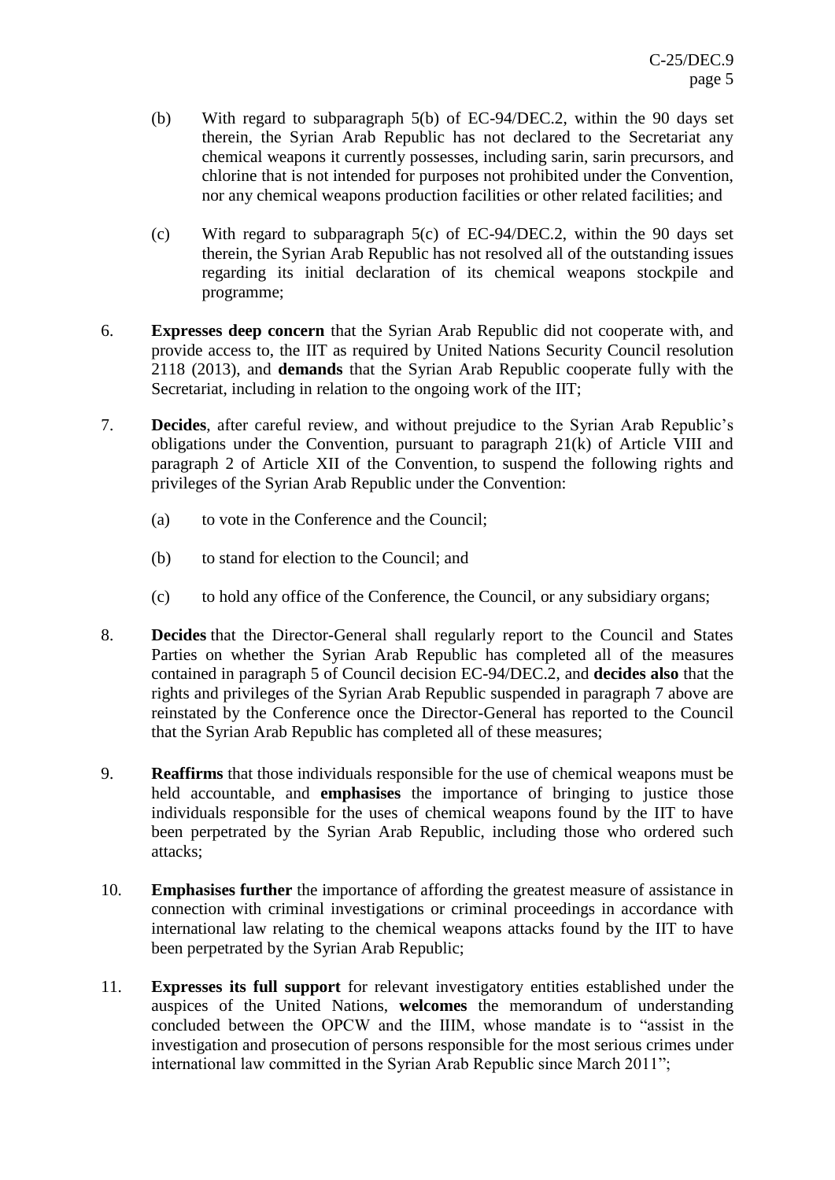(b) With regard to subparagraph 5(b) of EC-94/DEC.2, within the 90 days set therein, the Syrian Arab Republic has not declared to the Secretariat any chemical weapons it currently possesses, including sarin, sarin precursors, and chlorine that is not intended for purposes not prohibited under the Convention, nor any chemical weapons production facilities or other related facilities; and

(c) With regard to subparagraph 5(c) of EC-94/DEC.2, within the 90 days set therein, the Syrian Arab Republic has not resolved all of the outstanding issues regarding its initial declaration of its chemical weapons stockpile and programme;

6. **Expresses deep concern** that the Syrian Arab Republic did not cooperate with, and provide access to, the IIT as required by United Nations Security Council resolution 2118 (2013), and **demands** that the Syrian Arab Republic cooperate fully with the Secretariat, including in relation to the ongoing work of the IIT;

7. **Decides**, after careful review, and without prejudice to the Syrian Arab Republic's obligations under the Convention, pursuant to paragraph 21(k) of Article VIII and paragraph 2 of Article XII of the Convention, to suspend the following rights and privileges of the Syrian Arab Republic under the Convention:

   (a) to vote in the Conference and the Council;

   (b) to stand for election to the Council; and

   (c) to hold any office of the Conference, the Council, or any subsidiary organs;

8. **Decides** that the Director-General shall regularly report to the Council and States Parties on whether the Syrian Arab Republic has completed all of the measures contained in paragraph 5 of Council decision EC-94/DEC.2, and **decides also** that the rights and privileges of the Syrian Arab Republic suspended in paragraph 7 above are reinstated by the Conference once the Director-General has reported to the Council that the Syrian Arab Republic has completed all of these measures;

9. **Reaffirms** that those individuals responsible for the use of chemical weapons must be held accountable, and **emphasises** the importance of bringing to justice those individuals responsible for the uses of chemical weapons found by the IIT to have been perpetrated by the Syrian Arab Republic, including those who ordered such attacks;

10. **Emphasises further** the importance of affording the greatest measure of assistance in connection with criminal investigations or criminal proceedings in accordance with international law relating to the chemical weapons attacks found by the IIT to have been perpetrated by the Syrian Arab Republic;

11. **Expresses its full support** for relevant investigatory entities established under the auspices of the United Nations, **welcomes** the memorandum of understanding concluded between the OPCW and the IIIM, whose mandate is to "assist in the investigation and prosecution of persons responsible for the most serious crimes under international law committed in the Syrian Arab Republic since March 2011";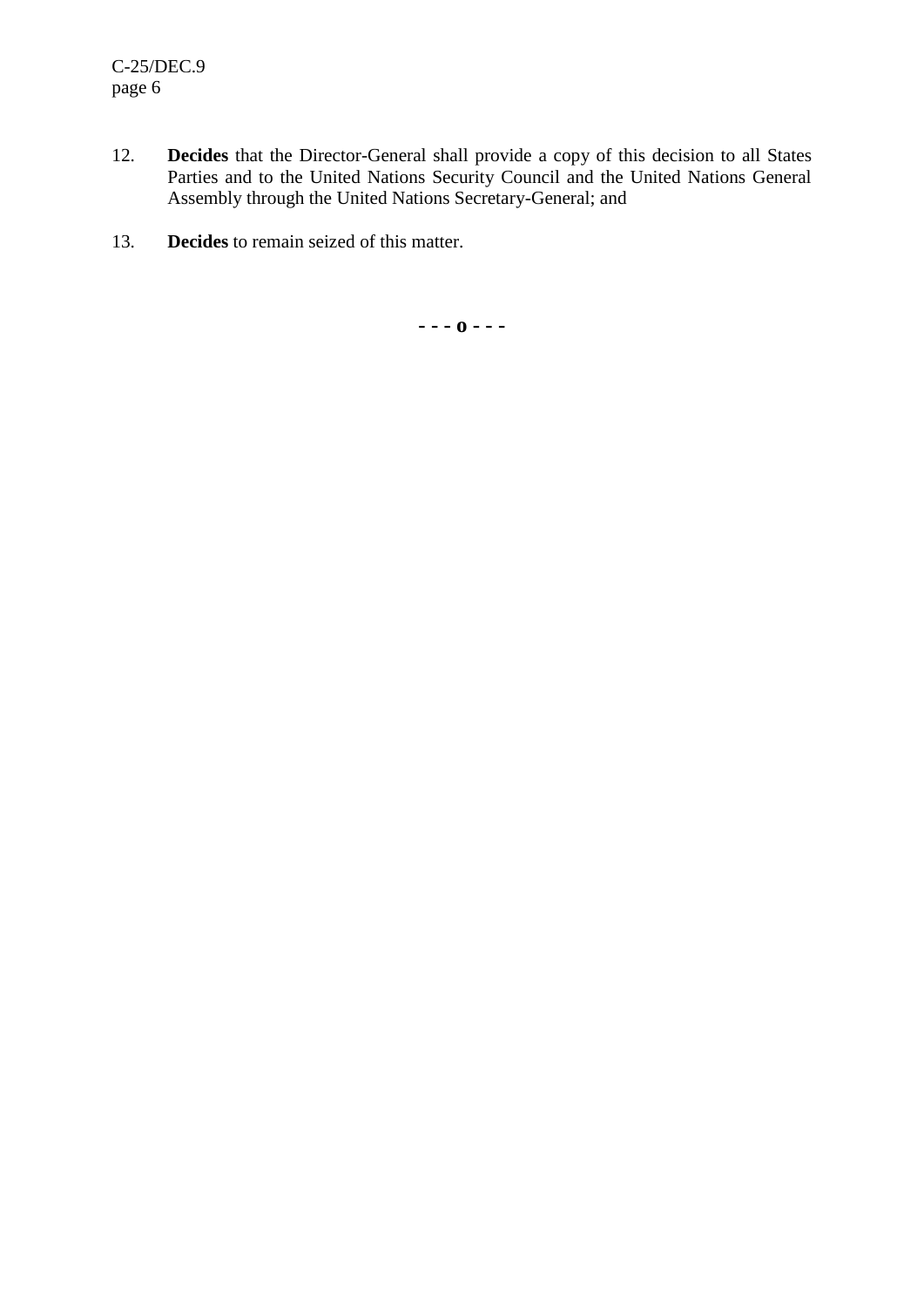12. **Decides** that the Director-General shall provide a copy of this decision to all States Parties and to the United Nations Security Council and the United Nations General Assembly through the United Nations Secretary-General; and

13. **Decides** to remain seized of this matter.

**- - - o - - -**